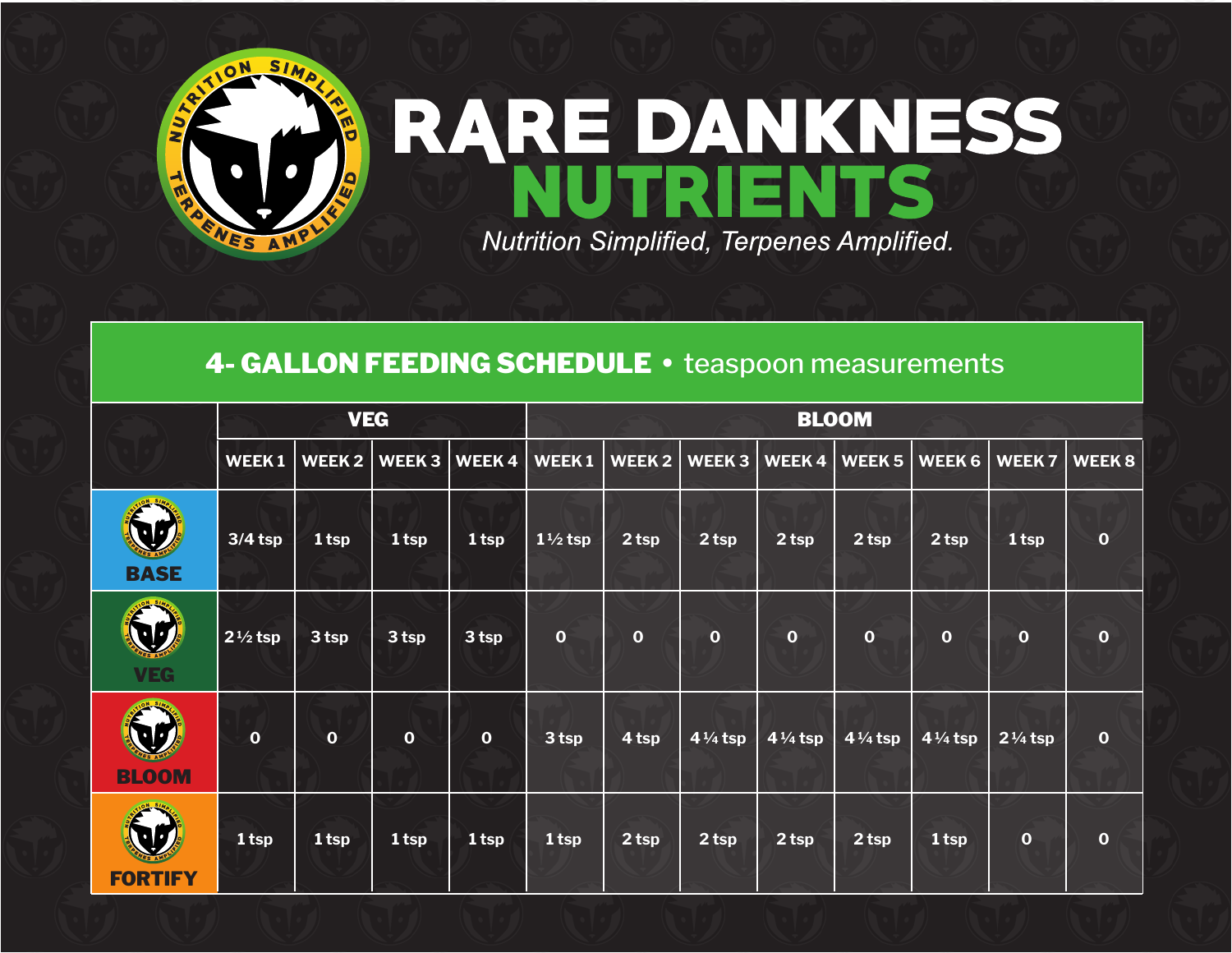# RARE DANKNESS NUTRIENTS

*Nutrition Simplified, Terpenes Amplified.*

## 4- GALLON FEEDING SCHEDULE • teaspoon measurements

| | VEG | | | | BLOOM | | | | | | | |
|---|---|---|---|---|---|---|---|---|---|---|---|---|
| | WEEK 1 | WEEK 2 | WEEK 3 | WEEK 4 | WEEK 1 | WEEK 2 | WEEK 3 | WEEK 4 | WEEK 5 | WEEK 6 | WEEK 7 | WEEK 8 |
| BASE | 3/4 tsp | 1 tsp | 1 tsp | 1 tsp | 1 ½ tsp | 2 tsp | 2 tsp | 2 tsp | 2 tsp | 2 tsp | 1 tsp | 0 |
| VEG | 2 ½ tsp | 3 tsp | 3 tsp | 3 tsp | 0 | 0 | 0 | 0 | 0 | 0 | 0 | 0 |
| BLOOM | 0 | 0 | 0 | 0 | 3 tsp | 4 tsp | 4 ¼ tsp | 4 ¼ tsp | 4 ¼ tsp | 4 ¼ tsp | 2 ¼ tsp | 0 |
| FORTIFY | 1 tsp | 1 tsp | 1 tsp | 1 tsp | 1 tsp | 2 tsp | 2 tsp | 2 tsp | 2 tsp | 1 tsp | 0 | 0 |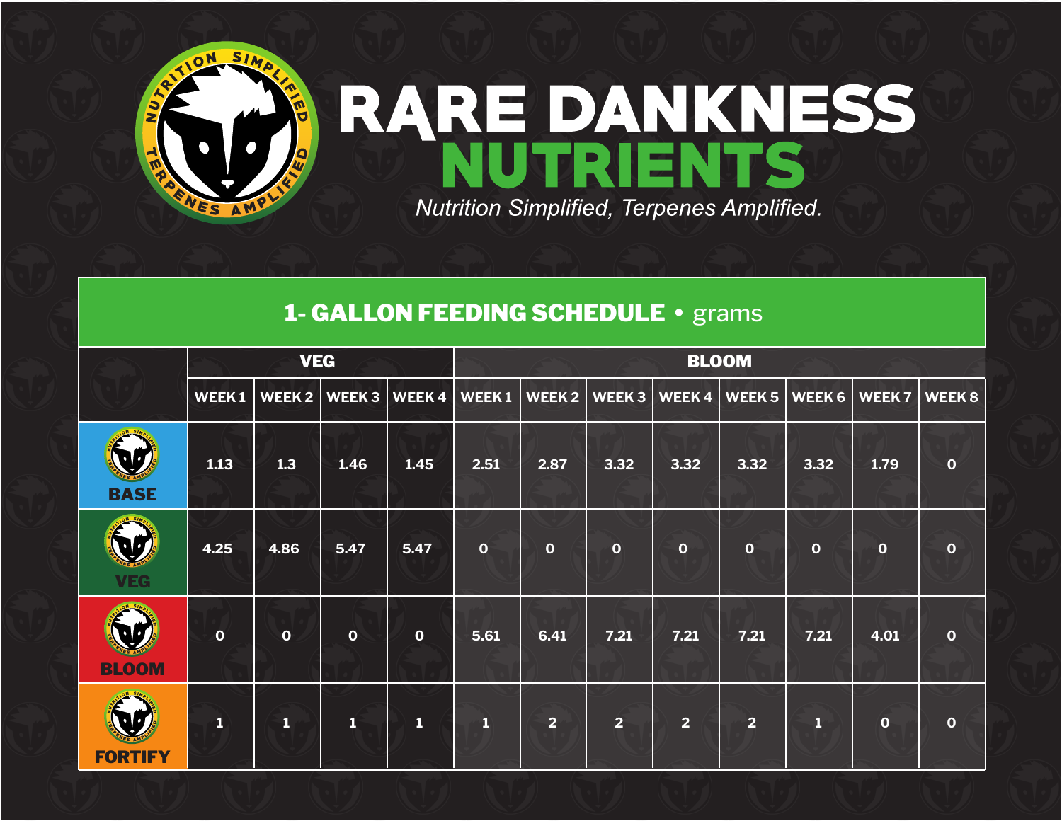# RARE DANKNESS NUTRIENTS

*Nutrition Simplified, Terpenes Amplified.*

## 1- GALLON FEEDING SCHEDULE • grams

| | VEG | | | | BLOOM | | | | | | | |
|---|---|---|---|---|---|---|---|---|---|---|---|---|
| | WEEK 1 | WEEK 2 | WEEK 3 | WEEK 4 | WEEK 1 | WEEK 2 | WEEK 3 | WEEK 4 | WEEK 5 | WEEK 6 | WEEK 7 | WEEK 8 |
| BASE | 1.13 | 1.3 | 1.46 | 1.45 | 2.51 | 2.87 | 3.32 | 3.32 | 3.32 | 3.32 | 1.79 | 0 |
| VEG | 4.25 | 4.86 | 5.47 | 5.47 | 0 | 0 | 0 | 0 | 0 | 0 | 0 | 0 |
| BLOOM | 0 | 0 | 0 | 0 | 5.61 | 6.41 | 7.21 | 7.21 | 7.21 | 7.21 | 4.01 | 0 |
| FORTIFY | 1 | 1 | 1 | 1 | 1 | 2 | 2 | 2 | 2 | 1 | 0 | 0 |